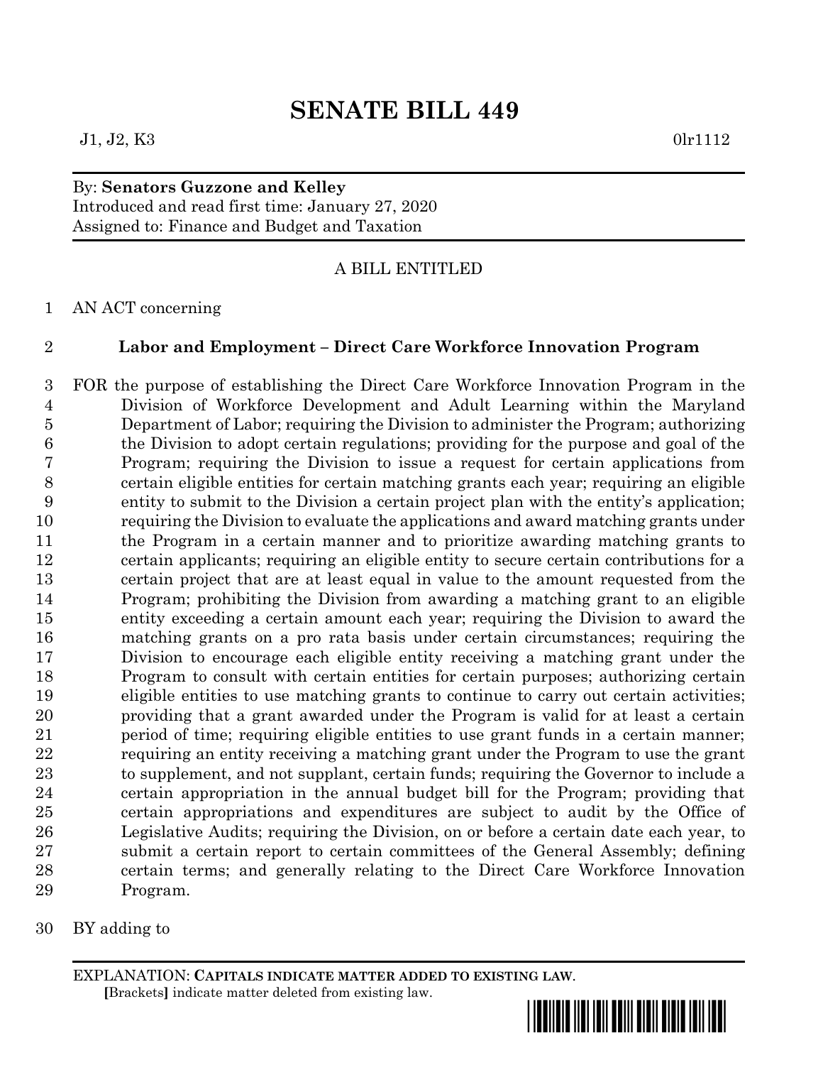# SENATE BILL 449

J1, J2, K3 0lr1112

By: **Senators Guzzone and Kelley**
Introduced and read first time: January 27, 2020
Assigned to: Finance and Budget and Taxation

A BILL ENTITLED

AN ACT concerning

**Labor and Employment – Direct Care Workforce Innovation Program**

FOR the purpose of establishing the Direct Care Workforce Innovation Program in the Division of Workforce Development and Adult Learning within the Maryland Department of Labor; requiring the Division to administer the Program; authorizing the Division to adopt certain regulations; providing for the purpose and goal of the Program; requiring the Division to issue a request for certain applications from certain eligible entities for certain matching grants each year; requiring an eligible entity to submit to the Division a certain project plan with the entity's application; requiring the Division to evaluate the applications and award matching grants under the Program in a certain manner and to prioritize awarding matching grants to certain applicants; requiring an eligible entity to secure certain contributions for a certain project that are at least equal in value to the amount requested from the Program; prohibiting the Division from awarding a matching grant to an eligible entity exceeding a certain amount each year; requiring the Division to award the matching grants on a pro rata basis under certain circumstances; requiring the Division to encourage each eligible entity receiving a matching grant under the Program to consult with certain entities for certain purposes; authorizing certain eligible entities to use matching grants to continue to carry out certain activities; providing that a grant awarded under the Program is valid for at least a certain period of time; requiring eligible entities to use grant funds in a certain manner; requiring an entity receiving a matching grant under the Program to use the grant to supplement, and not supplant, certain funds; requiring the Governor to include a certain appropriation in the annual budget bill for the Program; providing that certain appropriations and expenditures are subject to audit by the Office of Legislative Audits; requiring the Division, on or before a certain date each year, to submit a certain report to certain committees of the General Assembly; defining certain terms; and generally relating to the Direct Care Workforce Innovation Program.

BY adding to

EXPLANATION: **CAPITALS INDICATE MATTER ADDED TO EXISTING LAW.**
**[**Brackets**]** indicate matter deleted from existing law.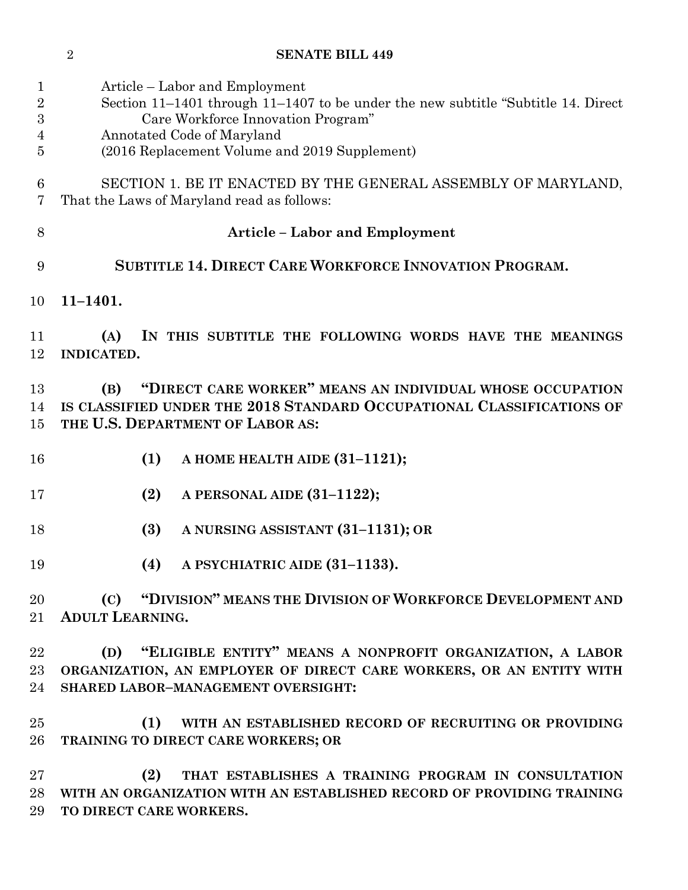Article – Labor and Employment
Section 11–1401 through 11–1407 to be under the new subtitle "Subtitle 14. Direct Care Workforce Innovation Program"
Annotated Code of Maryland
(2016 Replacement Volume and 2019 Supplement)

SECTION 1. BE IT ENACTED BY THE GENERAL ASSEMBLY OF MARYLAND, That the Laws of Maryland read as follows:

**Article – Labor and Employment**

**SUBTITLE 14. DIRECT CARE WORKFORCE INNOVATION PROGRAM.**

**11–1401.**

**(A) IN THIS SUBTITLE THE FOLLOWING WORDS HAVE THE MEANINGS INDICATED.**

**(B) "DIRECT CARE WORKER" MEANS AN INDIVIDUAL WHOSE OCCUPATION IS CLASSIFIED UNDER THE 2018 STANDARD OCCUPATIONAL CLASSIFICATIONS OF THE U.S. DEPARTMENT OF LABOR AS:**

**(1) A HOME HEALTH AIDE (31–1121);**

**(2) A PERSONAL AIDE (31–1122);**

**(3) A NURSING ASSISTANT (31–1131); OR**

**(4) A PSYCHIATRIC AIDE (31–1133).**

**(C) "DIVISION" MEANS THE DIVISION OF WORKFORCE DEVELOPMENT AND ADULT LEARNING.**

**(D) "ELIGIBLE ENTITY" MEANS A NONPROFIT ORGANIZATION, A LABOR ORGANIZATION, AN EMPLOYER OF DIRECT CARE WORKERS, OR AN ENTITY WITH SHARED LABOR–MANAGEMENT OVERSIGHT:**

**(1) WITH AN ESTABLISHED RECORD OF RECRUITING OR PROVIDING TRAINING TO DIRECT CARE WORKERS; OR**

**(2) THAT ESTABLISHES A TRAINING PROGRAM IN CONSULTATION WITH AN ORGANIZATION WITH AN ESTABLISHED RECORD OF PROVIDING TRAINING TO DIRECT CARE WORKERS.**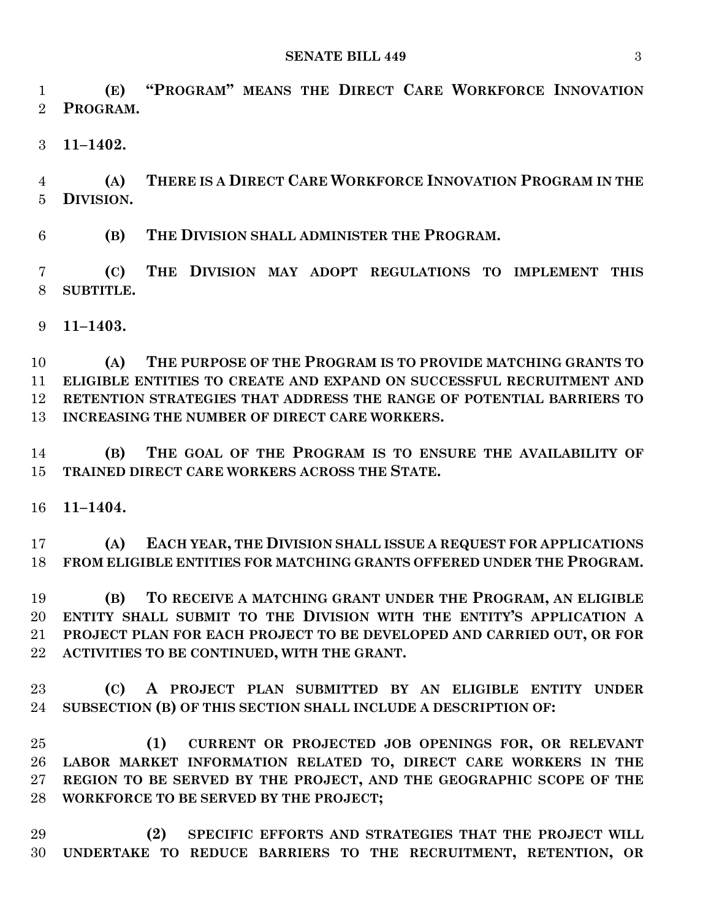**(E) "PROGRAM" MEANS THE DIRECT CARE WORKFORCE INNOVATION PROGRAM.**

**11–1402.**

**(A) THERE IS A DIRECT CARE WORKFORCE INNOVATION PROGRAM IN THE DIVISION.**

**(B) THE DIVISION SHALL ADMINISTER THE PROGRAM.**

**(C) THE DIVISION MAY ADOPT REGULATIONS TO IMPLEMENT THIS SUBTITLE.**

**11–1403.**

**(A) THE PURPOSE OF THE PROGRAM IS TO PROVIDE MATCHING GRANTS TO ELIGIBLE ENTITIES TO CREATE AND EXPAND ON SUCCESSFUL RECRUITMENT AND RETENTION STRATEGIES THAT ADDRESS THE RANGE OF POTENTIAL BARRIERS TO INCREASING THE NUMBER OF DIRECT CARE WORKERS.**

**(B) THE GOAL OF THE PROGRAM IS TO ENSURE THE AVAILABILITY OF TRAINED DIRECT CARE WORKERS ACROSS THE STATE.**

**11–1404.**

**(A) EACH YEAR, THE DIVISION SHALL ISSUE A REQUEST FOR APPLICATIONS FROM ELIGIBLE ENTITIES FOR MATCHING GRANTS OFFERED UNDER THE PROGRAM.**

**(B) TO RECEIVE A MATCHING GRANT UNDER THE PROGRAM, AN ELIGIBLE ENTITY SHALL SUBMIT TO THE DIVISION WITH THE ENTITY'S APPLICATION A PROJECT PLAN FOR EACH PROJECT TO BE DEVELOPED AND CARRIED OUT, OR FOR ACTIVITIES TO BE CONTINUED, WITH THE GRANT.**

**(C) A PROJECT PLAN SUBMITTED BY AN ELIGIBLE ENTITY UNDER SUBSECTION (B) OF THIS SECTION SHALL INCLUDE A DESCRIPTION OF:**

**(1) CURRENT OR PROJECTED JOB OPENINGS FOR, OR RELEVANT LABOR MARKET INFORMATION RELATED TO, DIRECT CARE WORKERS IN THE REGION TO BE SERVED BY THE PROJECT, AND THE GEOGRAPHIC SCOPE OF THE WORKFORCE TO BE SERVED BY THE PROJECT;**

**(2) SPECIFIC EFFORTS AND STRATEGIES THAT THE PROJECT WILL UNDERTAKE TO REDUCE BARRIERS TO THE RECRUITMENT, RETENTION, OR**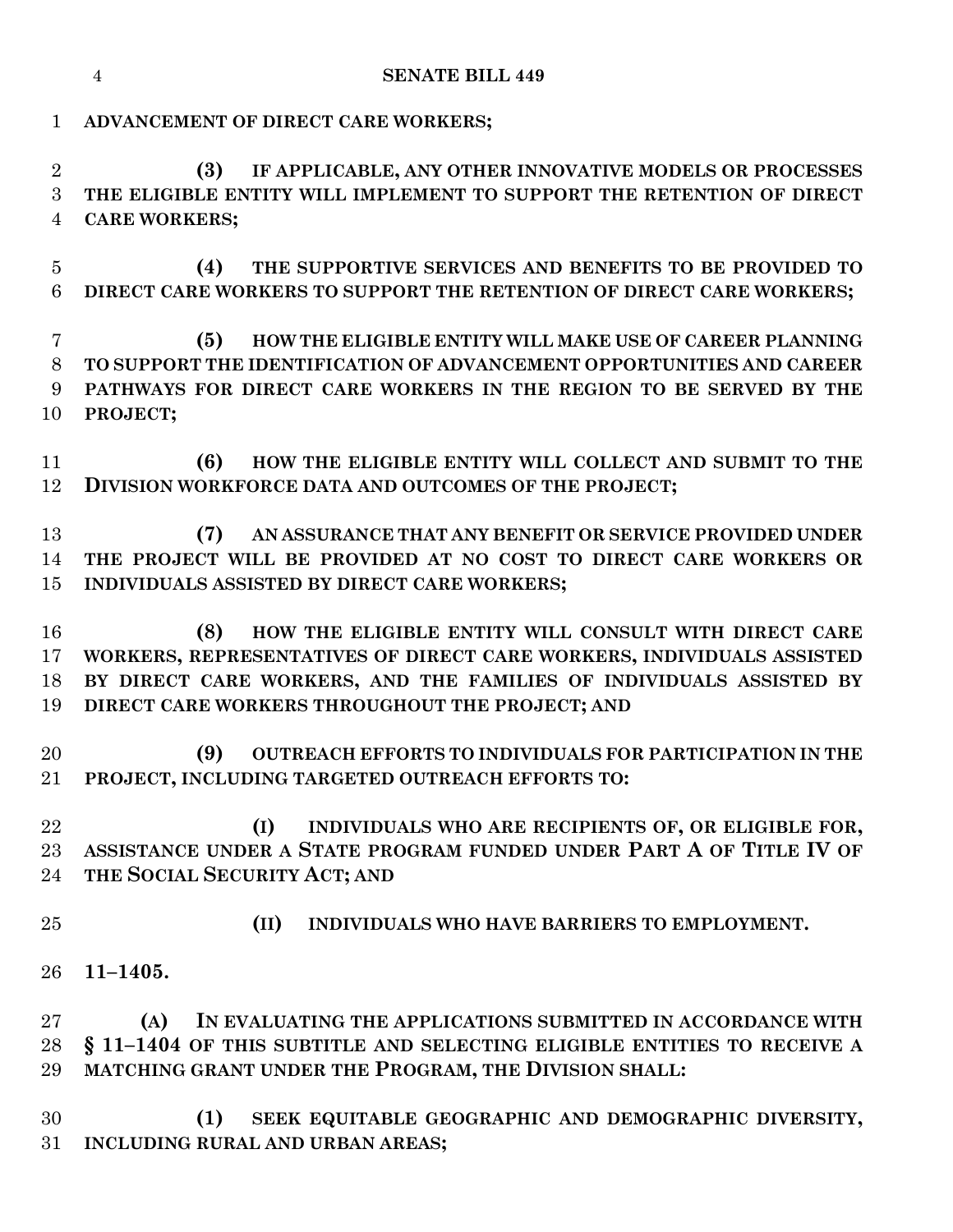**ADVANCEMENT OF DIRECT CARE WORKERS;**

**(3) IF APPLICABLE, ANY OTHER INNOVATIVE MODELS OR PROCESSES THE ELIGIBLE ENTITY WILL IMPLEMENT TO SUPPORT THE RETENTION OF DIRECT CARE WORKERS;**

**(4) THE SUPPORTIVE SERVICES AND BENEFITS TO BE PROVIDED TO DIRECT CARE WORKERS TO SUPPORT THE RETENTION OF DIRECT CARE WORKERS;**

**(5) HOW THE ELIGIBLE ENTITY WILL MAKE USE OF CAREER PLANNING TO SUPPORT THE IDENTIFICATION OF ADVANCEMENT OPPORTUNITIES AND CAREER PATHWAYS FOR DIRECT CARE WORKERS IN THE REGION TO BE SERVED BY THE PROJECT;**

**(6) HOW THE ELIGIBLE ENTITY WILL COLLECT AND SUBMIT TO THE DIVISION WORKFORCE DATA AND OUTCOMES OF THE PROJECT;**

**(7) AN ASSURANCE THAT ANY BENEFIT OR SERVICE PROVIDED UNDER THE PROJECT WILL BE PROVIDED AT NO COST TO DIRECT CARE WORKERS OR INDIVIDUALS ASSISTED BY DIRECT CARE WORKERS;**

**(8) HOW THE ELIGIBLE ENTITY WILL CONSULT WITH DIRECT CARE WORKERS, REPRESENTATIVES OF DIRECT CARE WORKERS, INDIVIDUALS ASSISTED BY DIRECT CARE WORKERS, AND THE FAMILIES OF INDIVIDUALS ASSISTED BY DIRECT CARE WORKERS THROUGHOUT THE PROJECT; AND**

**(9) OUTREACH EFFORTS TO INDIVIDUALS FOR PARTICIPATION IN THE PROJECT, INCLUDING TARGETED OUTREACH EFFORTS TO:**

**(I) INDIVIDUALS WHO ARE RECIPIENTS OF, OR ELIGIBLE FOR, ASSISTANCE UNDER A STATE PROGRAM FUNDED UNDER PART A OF TITLE IV OF THE SOCIAL SECURITY ACT; AND**

**(II) INDIVIDUALS WHO HAVE BARRIERS TO EMPLOYMENT.**

**11–1405.**

**(A) IN EVALUATING THE APPLICATIONS SUBMITTED IN ACCORDANCE WITH § 11–1404 OF THIS SUBTITLE AND SELECTING ELIGIBLE ENTITIES TO RECEIVE A MATCHING GRANT UNDER THE PROGRAM, THE DIVISION SHALL:**

**(1) SEEK EQUITABLE GEOGRAPHIC AND DEMOGRAPHIC DIVERSITY, INCLUDING RURAL AND URBAN AREAS;**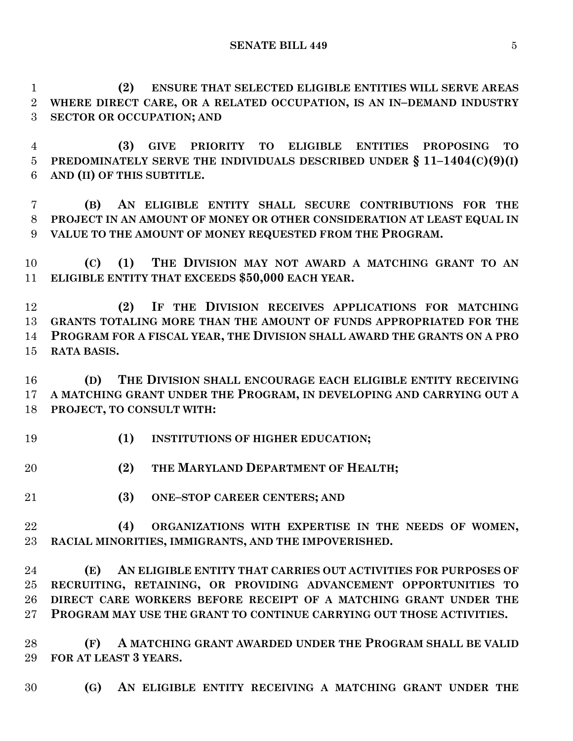**(2) ENSURE THAT SELECTED ELIGIBLE ENTITIES WILL SERVE AREAS WHERE DIRECT CARE, OR A RELATED OCCUPATION, IS AN IN–DEMAND INDUSTRY SECTOR OR OCCUPATION; AND**

**(3) GIVE PRIORITY TO ELIGIBLE ENTITIES PROPOSING TO PREDOMINATELY SERVE THE INDIVIDUALS DESCRIBED UNDER § 11–1404(C)(9)(I) AND (II) OF THIS SUBTITLE.**

**(B) AN ELIGIBLE ENTITY SHALL SECURE CONTRIBUTIONS FOR THE PROJECT IN AN AMOUNT OF MONEY OR OTHER CONSIDERATION AT LEAST EQUAL IN VALUE TO THE AMOUNT OF MONEY REQUESTED FROM THE PROGRAM.**

**(C) (1) THE DIVISION MAY NOT AWARD A MATCHING GRANT TO AN ELIGIBLE ENTITY THAT EXCEEDS $50,000 EACH YEAR.**

**(2) IF THE DIVISION RECEIVES APPLICATIONS FOR MATCHING GRANTS TOTALING MORE THAN THE AMOUNT OF FUNDS APPROPRIATED FOR THE PROGRAM FOR A FISCAL YEAR, THE DIVISION SHALL AWARD THE GRANTS ON A PRO RATA BASIS.**

**(D) THE DIVISION SHALL ENCOURAGE EACH ELIGIBLE ENTITY RECEIVING A MATCHING GRANT UNDER THE PROGRAM, IN DEVELOPING AND CARRYING OUT A PROJECT, TO CONSULT WITH:**

**(1) INSTITUTIONS OF HIGHER EDUCATION;**

**(2) THE MARYLAND DEPARTMENT OF HEALTH;**

**(3) ONE–STOP CAREER CENTERS; AND**

**(4) ORGANIZATIONS WITH EXPERTISE IN THE NEEDS OF WOMEN, RACIAL MINORITIES, IMMIGRANTS, AND THE IMPOVERISHED.**

**(E) AN ELIGIBLE ENTITY THAT CARRIES OUT ACTIVITIES FOR PURPOSES OF RECRUITING, RETAINING, OR PROVIDING ADVANCEMENT OPPORTUNITIES TO DIRECT CARE WORKERS BEFORE RECEIPT OF A MATCHING GRANT UNDER THE PROGRAM MAY USE THE GRANT TO CONTINUE CARRYING OUT THOSE ACTIVITIES.**

**(F) A MATCHING GRANT AWARDED UNDER THE PROGRAM SHALL BE VALID FOR AT LEAST 3 YEARS.**

**(G) AN ELIGIBLE ENTITY RECEIVING A MATCHING GRANT UNDER THE**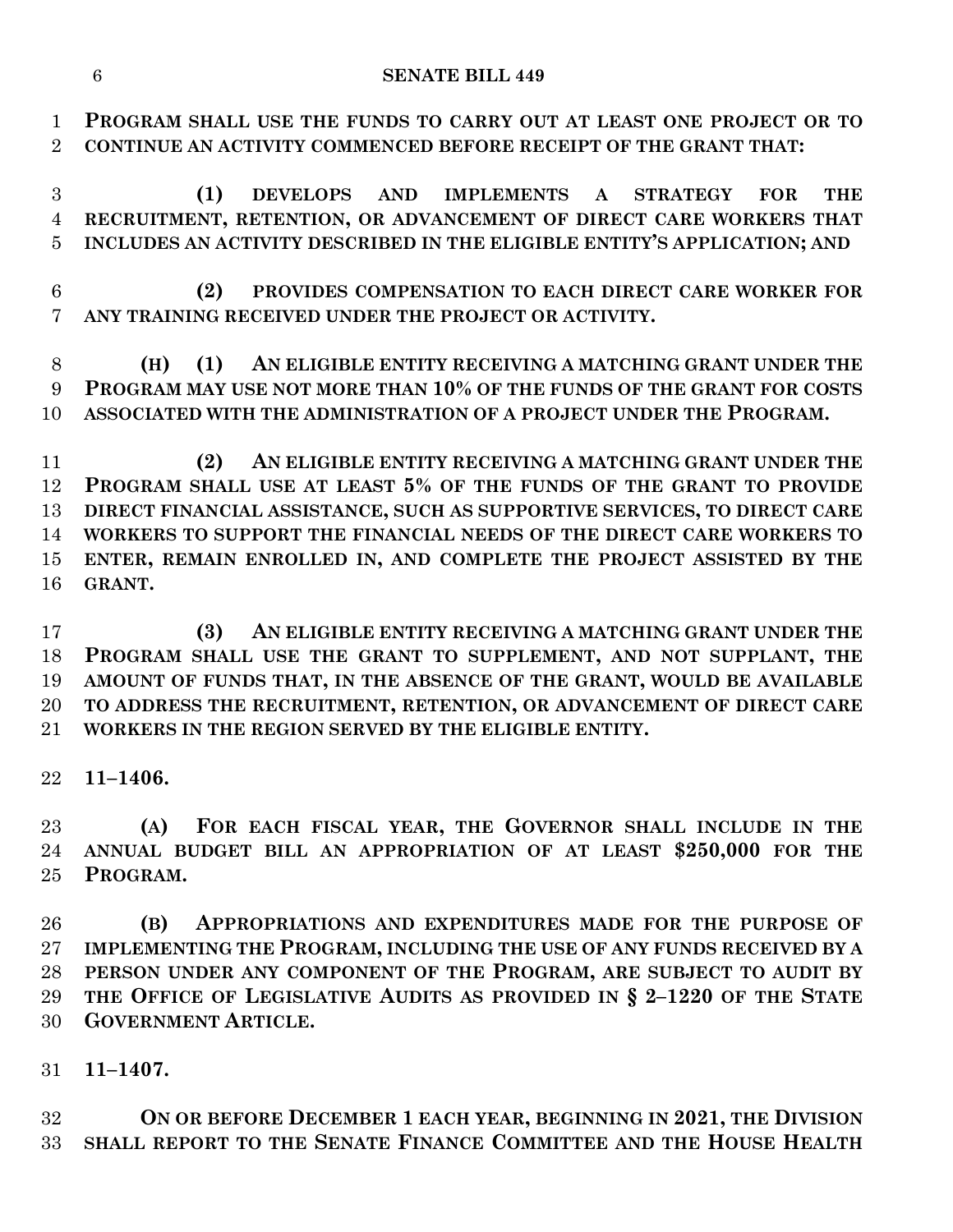**PROGRAM SHALL USE THE FUNDS TO CARRY OUT AT LEAST ONE PROJECT OR TO CONTINUE AN ACTIVITY COMMENCED BEFORE RECEIPT OF THE GRANT THAT:**

**(1) DEVELOPS AND IMPLEMENTS A STRATEGY FOR THE RECRUITMENT, RETENTION, OR ADVANCEMENT OF DIRECT CARE WORKERS THAT INCLUDES AN ACTIVITY DESCRIBED IN THE ELIGIBLE ENTITY'S APPLICATION; AND**

**(2) PROVIDES COMPENSATION TO EACH DIRECT CARE WORKER FOR ANY TRAINING RECEIVED UNDER THE PROJECT OR ACTIVITY.**

**(H) (1) AN ELIGIBLE ENTITY RECEIVING A MATCHING GRANT UNDER THE PROGRAM MAY USE NOT MORE THAN 10% OF THE FUNDS OF THE GRANT FOR COSTS ASSOCIATED WITH THE ADMINISTRATION OF A PROJECT UNDER THE PROGRAM.**

**(2) AN ELIGIBLE ENTITY RECEIVING A MATCHING GRANT UNDER THE PROGRAM SHALL USE AT LEAST 5% OF THE FUNDS OF THE GRANT TO PROVIDE DIRECT FINANCIAL ASSISTANCE, SUCH AS SUPPORTIVE SERVICES, TO DIRECT CARE WORKERS TO SUPPORT THE FINANCIAL NEEDS OF THE DIRECT CARE WORKERS TO ENTER, REMAIN ENROLLED IN, AND COMPLETE THE PROJECT ASSISTED BY THE GRANT.**

**(3) AN ELIGIBLE ENTITY RECEIVING A MATCHING GRANT UNDER THE PROGRAM SHALL USE THE GRANT TO SUPPLEMENT, AND NOT SUPPLANT, THE AMOUNT OF FUNDS THAT, IN THE ABSENCE OF THE GRANT, WOULD BE AVAILABLE TO ADDRESS THE RECRUITMENT, RETENTION, OR ADVANCEMENT OF DIRECT CARE WORKERS IN THE REGION SERVED BY THE ELIGIBLE ENTITY.**

**11–1406.**

**(A) FOR EACH FISCAL YEAR, THE GOVERNOR SHALL INCLUDE IN THE ANNUAL BUDGET BILL AN APPROPRIATION OF AT LEAST $250,000 FOR THE PROGRAM.**

**(B) APPROPRIATIONS AND EXPENDITURES MADE FOR THE PURPOSE OF IMPLEMENTING THE PROGRAM, INCLUDING THE USE OF ANY FUNDS RECEIVED BY A PERSON UNDER ANY COMPONENT OF THE PROGRAM, ARE SUBJECT TO AUDIT BY THE OFFICE OF LEGISLATIVE AUDITS AS PROVIDED IN § 2–1220 OF THE STATE GOVERNMENT ARTICLE.**

**11–1407.**

**ON OR BEFORE DECEMBER 1 EACH YEAR, BEGINNING IN 2021, THE DIVISION SHALL REPORT TO THE SENATE FINANCE COMMITTEE AND THE HOUSE HEALTH**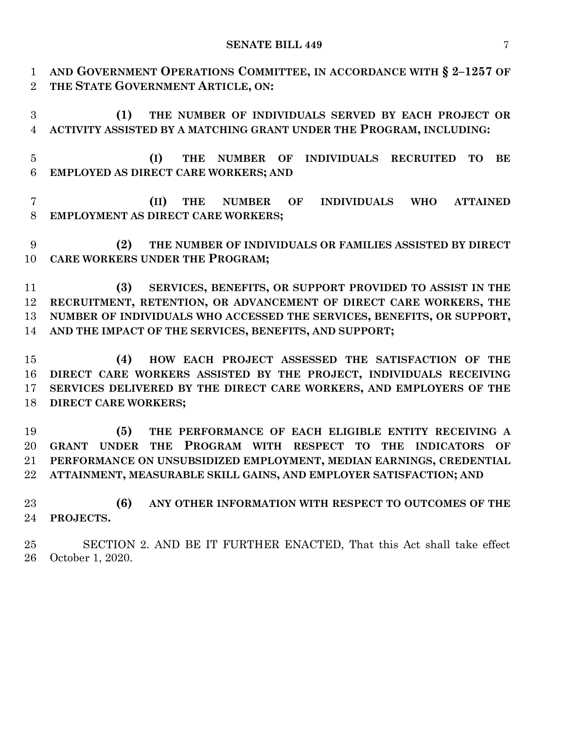**AND GOVERNMENT OPERATIONS COMMITTEE, IN ACCORDANCE WITH § 2–1257 OF THE STATE GOVERNMENT ARTICLE, ON:**

**(1) THE NUMBER OF INDIVIDUALS SERVED BY EACH PROJECT OR ACTIVITY ASSISTED BY A MATCHING GRANT UNDER THE PROGRAM, INCLUDING:**

**(I) THE NUMBER OF INDIVIDUALS RECRUITED TO BE EMPLOYED AS DIRECT CARE WORKERS; AND**

**(II) THE NUMBER OF INDIVIDUALS WHO ATTAINED EMPLOYMENT AS DIRECT CARE WORKERS;**

**(2) THE NUMBER OF INDIVIDUALS OR FAMILIES ASSISTED BY DIRECT CARE WORKERS UNDER THE PROGRAM;**

**(3) SERVICES, BENEFITS, OR SUPPORT PROVIDED TO ASSIST IN THE RECRUITMENT, RETENTION, OR ADVANCEMENT OF DIRECT CARE WORKERS, THE NUMBER OF INDIVIDUALS WHO ACCESSED THE SERVICES, BENEFITS, OR SUPPORT, AND THE IMPACT OF THE SERVICES, BENEFITS, AND SUPPORT;**

**(4) HOW EACH PROJECT ASSESSED THE SATISFACTION OF THE DIRECT CARE WORKERS ASSISTED BY THE PROJECT, INDIVIDUALS RECEIVING SERVICES DELIVERED BY THE DIRECT CARE WORKERS, AND EMPLOYERS OF THE DIRECT CARE WORKERS;**

**(5) THE PERFORMANCE OF EACH ELIGIBLE ENTITY RECEIVING A GRANT UNDER THE PROGRAM WITH RESPECT TO THE INDICATORS OF PERFORMANCE ON UNSUBSIDIZED EMPLOYMENT, MEDIAN EARNINGS, CREDENTIAL ATTAINMENT, MEASURABLE SKILL GAINS, AND EMPLOYER SATISFACTION; AND**

**(6) ANY OTHER INFORMATION WITH RESPECT TO OUTCOMES OF THE PROJECTS.**

SECTION 2. AND BE IT FURTHER ENACTED, That this Act shall take effect October 1, 2020.